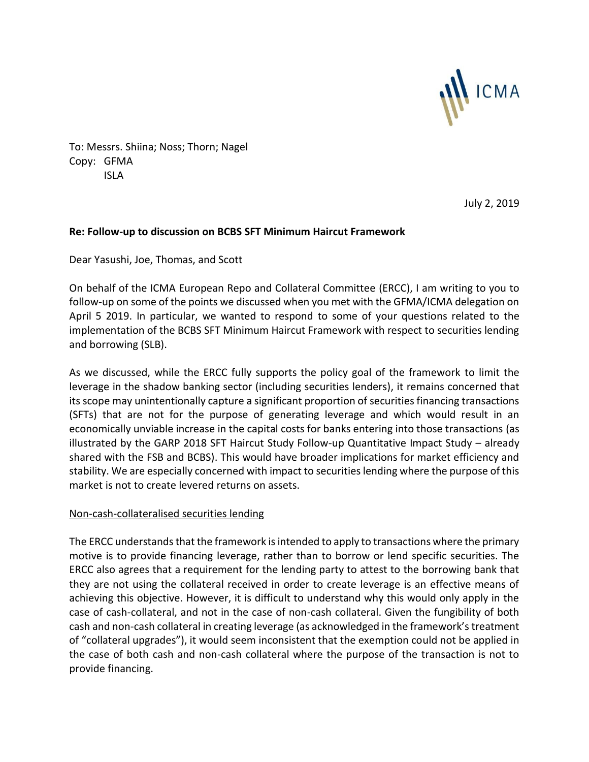ICMA

To: Messrs. Shiina; Noss; Thorn; Nagel
Copy: GFMA
ISLA

July 2, 2019

**Re: Follow-up to discussion on BCBS SFT Minimum Haircut Framework**

Dear Yasushi, Joe, Thomas, and Scott

On behalf of the ICMA European Repo and Collateral Committee (ERCC), I am writing to you to follow-up on some of the points we discussed when you met with the GFMA/ICMA delegation on April 5 2019. In particular, we wanted to respond to some of your questions related to the implementation of the BCBS SFT Minimum Haircut Framework with respect to securities lending and borrowing (SLB).

As we discussed, while the ERCC fully supports the policy goal of the framework to limit the leverage in the shadow banking sector (including securities lenders), it remains concerned that its scope may unintentionally capture a significant proportion of securities financing transactions (SFTs) that are not for the purpose of generating leverage and which would result in an economically unviable increase in the capital costs for banks entering into those transactions (as illustrated by the GARP 2018 SFT Haircut Study Follow-up Quantitative Impact Study – already shared with the FSB and BCBS). This would have broader implications for market efficiency and stability. We are especially concerned with impact to securities lending where the purpose of this market is not to create levered returns on assets.

<u>Non-cash-collateralised securities lending</u>

The ERCC understands that the framework is intended to apply to transactions where the primary motive is to provide financing leverage, rather than to borrow or lend specific securities. The ERCC also agrees that a requirement for the lending party to attest to the borrowing bank that they are not using the collateral received in order to create leverage is an effective means of achieving this objective. However, it is difficult to understand why this would only apply in the case of cash-collateral, and not in the case of non-cash collateral. Given the fungibility of both cash and non-cash collateral in creating leverage (as acknowledged in the framework's treatment of "collateral upgrades"), it would seem inconsistent that the exemption could not be applied in the case of both cash and non-cash collateral where the purpose of the transaction is not to provide financing.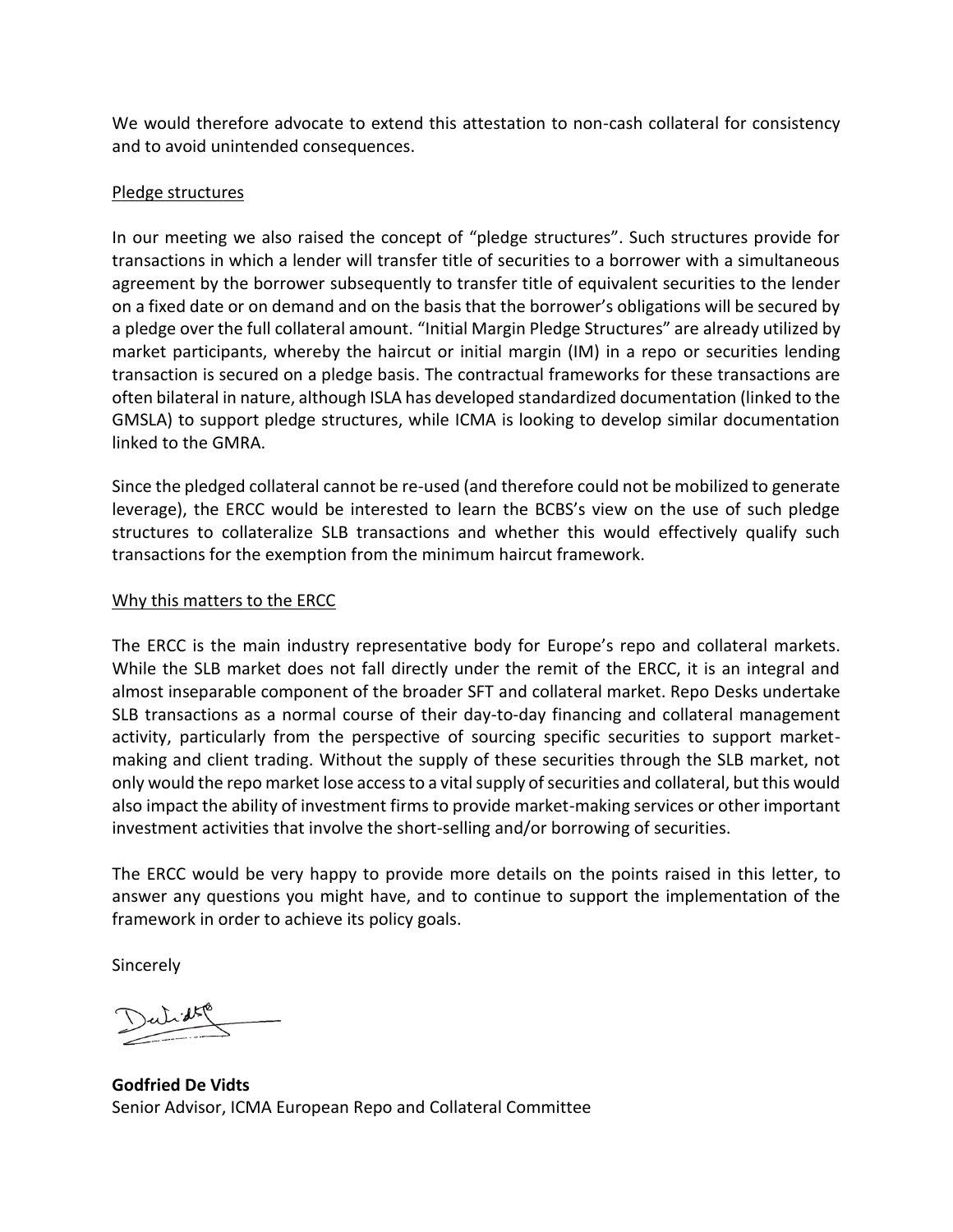We would therefore advocate to extend this attestation to non-cash collateral for consistency and to avoid unintended consequences.

<u>Pledge structures</u>

In our meeting we also raised the concept of "pledge structures". Such structures provide for transactions in which a lender will transfer title of securities to a borrower with a simultaneous agreement by the borrower subsequently to transfer title of equivalent securities to the lender on a fixed date or on demand and on the basis that the borrower's obligations will be secured by a pledge over the full collateral amount. "Initial Margin Pledge Structures" are already utilized by market participants, whereby the haircut or initial margin (IM) in a repo or securities lending transaction is secured on a pledge basis. The contractual frameworks for these transactions are often bilateral in nature, although ISLA has developed standardized documentation (linked to the GMSLA) to support pledge structures, while ICMA is looking to develop similar documentation linked to the GMRA.

Since the pledged collateral cannot be re-used (and therefore could not be mobilized to generate leverage), the ERCC would be interested to learn the BCBS's view on the use of such pledge structures to collateralize SLB transactions and whether this would effectively qualify such transactions for the exemption from the minimum haircut framework.

<u>Why this matters to the ERCC</u>

The ERCC is the main industry representative body for Europe's repo and collateral markets. While the SLB market does not fall directly under the remit of the ERCC, it is an integral and almost inseparable component of the broader SFT and collateral market. Repo Desks undertake SLB transactions as a normal course of their day-to-day financing and collateral management activity, particularly from the perspective of sourcing specific securities to support market-making and client trading. Without the supply of these securities through the SLB market, not only would the repo market lose access to a vital supply of securities and collateral, but this would also impact the ability of investment firms to provide market-making services or other important investment activities that involve the short-selling and/or borrowing of securities.

The ERCC would be very happy to provide more details on the points raised in this letter, to answer any questions you might have, and to continue to support the implementation of the framework in order to achieve its policy goals.

Sincerely

**Godfried De Vidts**
Senior Advisor, ICMA European Repo and Collateral Committee